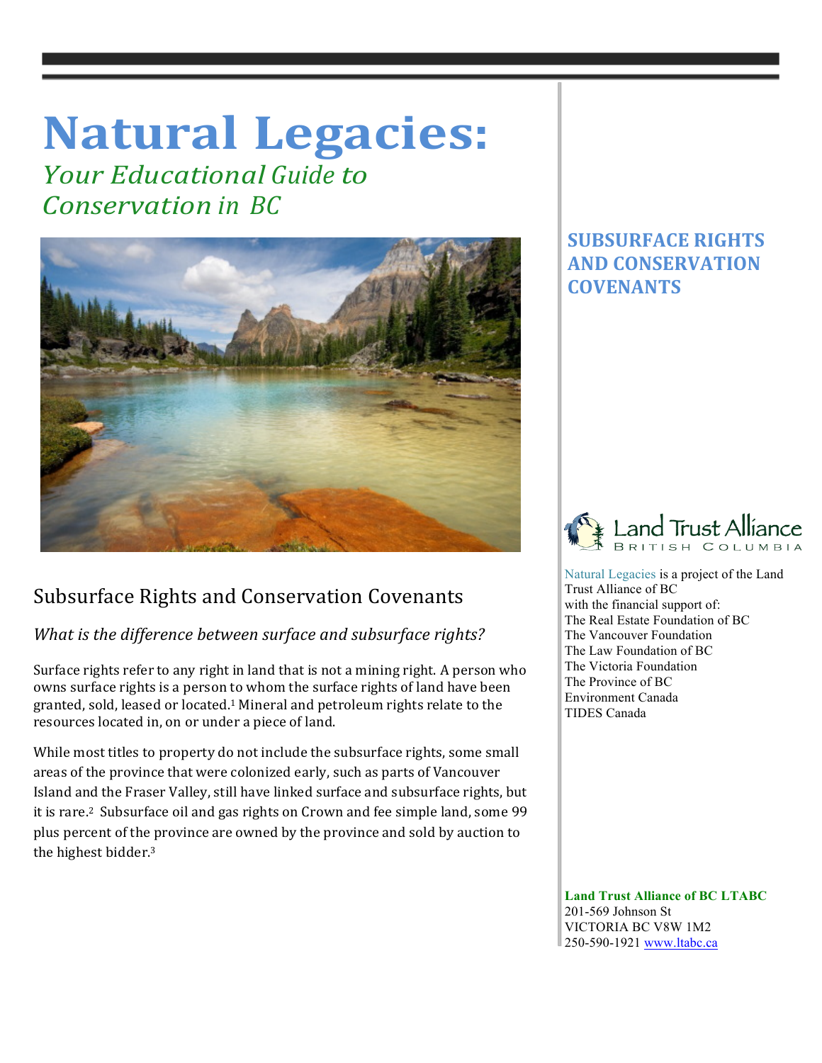# Natural Legacies:

*Your Educational Guide to Conservation in BC*

## SUBSURFACE RIGHTS AND CONSERVATION COVENANTS

## Subsurface Rights and Conservation Covenants

### *What is the difference between surface and subsurface rights?*

Surface rights refer to any right in land that is not a mining right. A person who owns surface rights is a person to whom the surface rights of land have been granted, sold, leased or located.[1] Mineral and petroleum rights relate to the resources located in, on or under a piece of land.

While most titles to property do not include the subsurface rights, some small areas of the province that were colonized early, such as parts of Vancouver Island and the Fraser Valley, still have linked surface and subsurface rights, but it is rare.[2] Subsurface oil and gas rights on Crown and fee simple land, some 99 plus percent of the province are owned by the province and sold by auction to the highest bidder.[3]

Land Trust Alliance British Columbia

Natural Legacies is a project of the Land Trust Alliance of BC with the financial support of:
The Real Estate Foundation of BC
The Vancouver Foundation
The Law Foundation of BC
The Victoria Foundation
The Province of BC
Environment Canada
TIDES Canada

**Land Trust Alliance of BC LTABC**
201-569 Johnson St
VICTORIA BC V8W 1M2
250-590-1921 www.ltabc.ca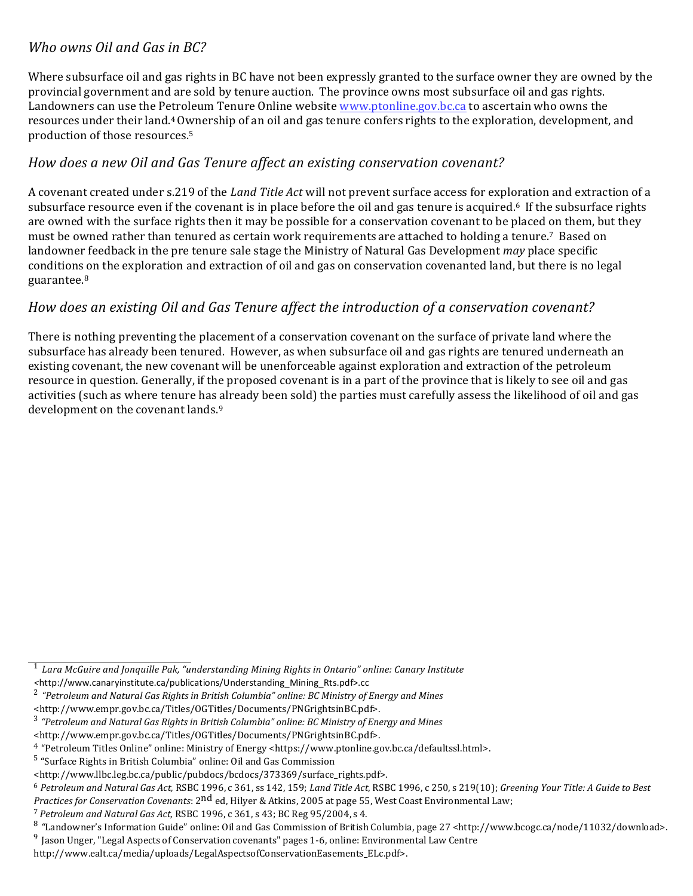## *Who owns Oil and Gas in BC?*

Where subsurface oil and gas rights in BC have not been expressly granted to the surface owner they are owned by the provincial government and are sold by tenure auction. The province owns most subsurface oil and gas rights. Landowners can use the Petroleum Tenure Online website www.ptonline.gov.bc.ca to ascertain who owns the resources under their land.[4] Ownership of an oil and gas tenure confers rights to the exploration, development, and production of those resources.[5]

## *How does a new Oil and Gas Tenure affect an existing conservation covenant?*

A covenant created under s.219 of the *Land Title Act* will not prevent surface access for exploration and extraction of a subsurface resource even if the covenant is in place before the oil and gas tenure is acquired.[6] If the subsurface rights are owned with the surface rights then it may be possible for a conservation covenant to be placed on them, but they must be owned rather than tenured as certain work requirements are attached to holding a tenure.[7] Based on landowner feedback in the pre tenure sale stage the Ministry of Natural Gas Development *may* place specific conditions on the exploration and extraction of oil and gas on conservation covenanted land, but there is no legal guarantee.[8]

## *How does an existing Oil and Gas Tenure affect the introduction of a conservation covenant?*

There is nothing preventing the placement of a conservation covenant on the surface of private land where the subsurface has already been tenured. However, as when subsurface oil and gas rights are tenured underneath an existing covenant, the new covenant will be unenforceable against exploration and extraction of the petroleum resource in question. Generally, if the proposed covenant is in a part of the province that is likely to see oil and gas activities (such as where tenure has already been sold) the parties must carefully assess the likelihood of oil and gas development on the covenant lands.[9]

---

[1] *Lara McGuire and Jonquille Pak, "understanding Mining Rights in Ontario" online: Canary Institute* <http://www.canaryinstitute.ca/publications/Understanding_Mining_Rts.pdf>.cc

[2] *"Petroleum and Natural Gas Rights in British Columbia" online: BC Ministry of Energy and Mines* <http://www.empr.gov.bc.ca/Titles/OGTitles/Documents/PNGrightsinBC.pdf>.

[3] *"Petroleum and Natural Gas Rights in British Columbia" online: BC Ministry of Energy and Mines* <http://www.empr.gov.bc.ca/Titles/OGTitles/Documents/PNGrightsinBC.pdf>.

[4] "Petroleum Titles Online" online: Ministry of Energy <https://www.ptonline.gov.bc.ca/defaultssl.html>.

[5] "Surface Rights in British Columbia" online: Oil and Gas Commission <http://www.llbc.leg.bc.ca/public/pubdocs/bcdocs/373369/surface_rights.pdf>.

[6] *Petroleum and Natural Gas Act,* RSBC 1996, c 361, ss 142, 159; *Land Title Act*, RSBC 1996, c 250, s 219(10); *Greening Your Title: A Guide to Best Practices for Conservation Covenants*: 2nd ed, Hilyer & Atkins, 2005 at page 55, West Coast Environmental Law;

[7] *Petroleum and Natural Gas Act,* RSBC 1996, c 361, s 43; BC Reg 95/2004, s 4.

[8] "Landowner's Information Guide" online: Oil and Gas Commission of British Columbia, page 27 <http://www.bcogc.ca/node/11032/download>.

[9] Jason Unger, "Legal Aspects of Conservation covenants" pages 1-6, online: Environmental Law Centre http://www.ealt.ca/media/uploads/LegalAspectsofConservationEasements_ELc.pdf>.